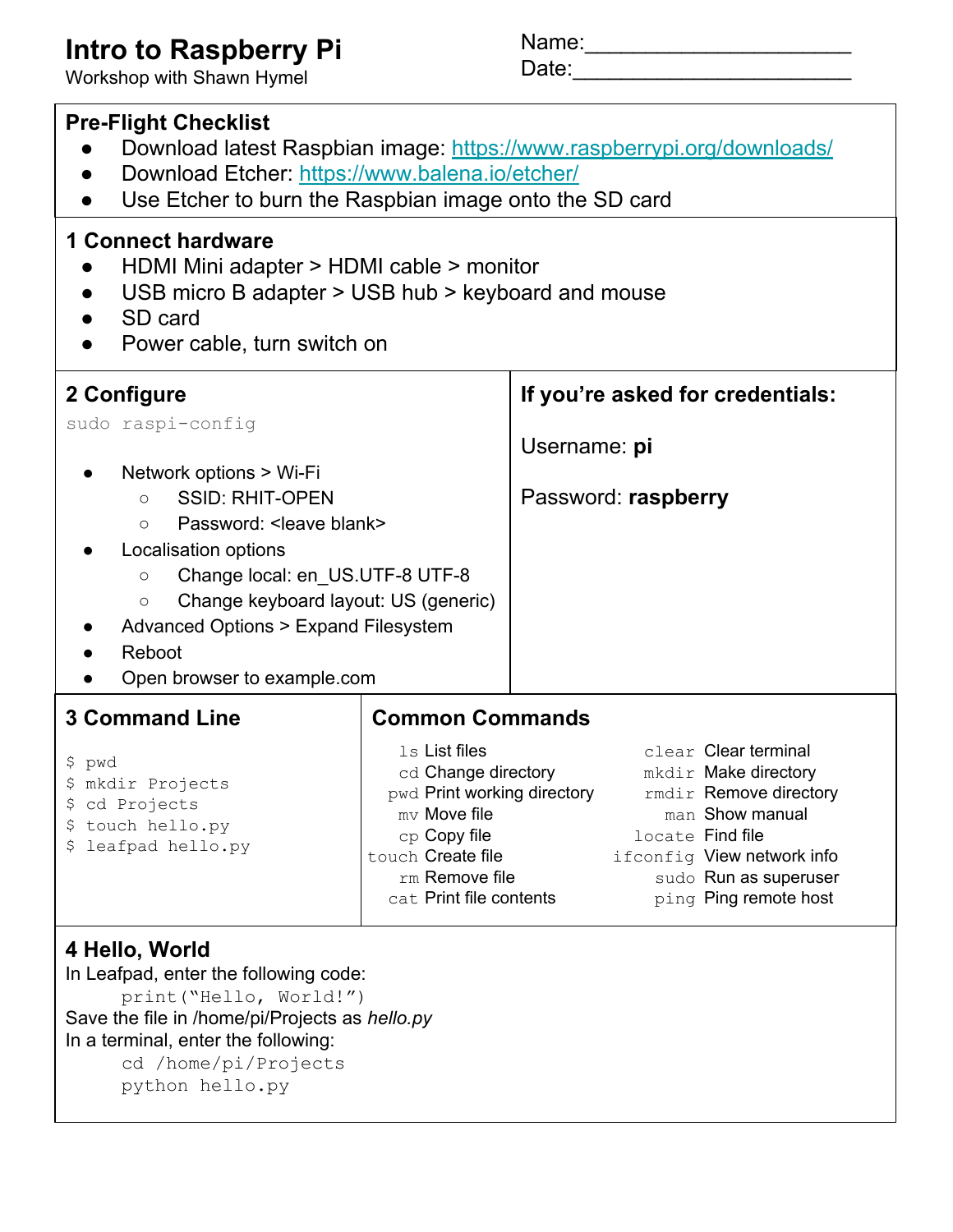# Intro to Raspberry Pi

Workshop with Shawn Hymel

Name:______________________

Date:______________________

## Pre-Flight Checklist

- Download latest Raspbian image: https://www.raspberrypi.org/downloads/
- Download Etcher: https://www.balena.io/etcher/
- Use Etcher to burn the Raspbian image onto the SD card

## 1 Connect hardware

- HDMI Mini adapter > HDMI cable > monitor
- USB micro B adapter > USB hub > keyboard and mouse
- SD card
- Power cable, turn switch on

## 2 Configure

```
sudo raspi-config
```

- Network options > Wi-Fi
  - SSID: RHIT-OPEN
  - Password: <leave blank>
- Localisation options
  - Change local: en_US.UTF-8 UTF-8
  - Change keyboard layout: US (generic)
- Advanced Options > Expand Filesystem
- Reboot
- Open browser to example.com

### If you're asked for credentials:

Username: **pi**

Password: **raspberry**

## 3 Command Line

```
$ pwd
$ mkdir Projects
$ cd Projects
$ touch hello.py
$ leafpad hello.py
```

### Common Commands

| Command | Description | Command | Description |
|---|---|---|---|
| `ls` | List files | `clear` | Clear terminal |
| `cd` | Change directory | `mkdir` | Make directory |
| `pwd` | Print working directory | `rmdir` | Remove directory |
| `mv` | Move file | `man` | Show manual |
| `cp` | Copy file | `locate` | Find file |
| `touch` | Create file | `ifconfig` | View network info |
| `rm` | Remove file | `sudo` | Run as superuser |
| `cat` | Print file contents | `ping` | Ping remote host |

## 4 Hello, World

In Leafpad, enter the following code:

```
print("Hello, World!")
```

Save the file in /home/pi/Projects as *hello.py*

In a terminal, enter the following:

```
cd /home/pi/Projects
python hello.py
```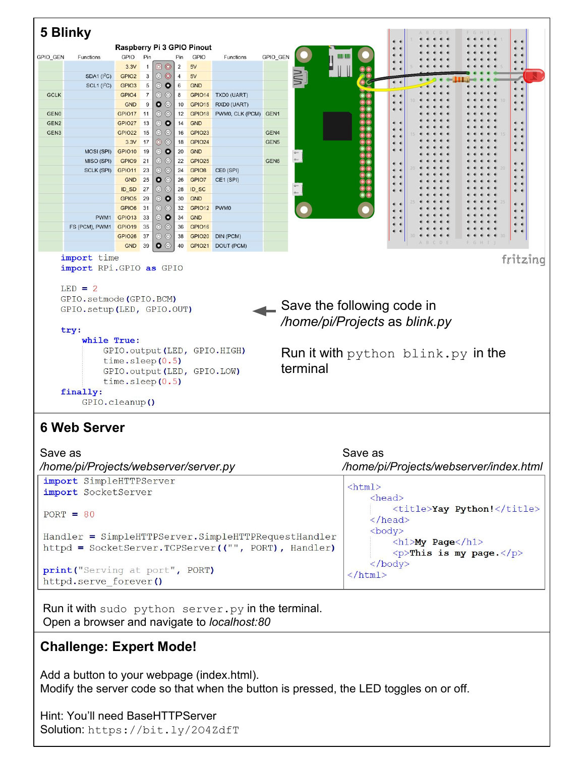## 5 Blinky

**Raspberry Pi 3 GPIO Pinout**

| GPIO_GEN | Functions | GPIO | Pin | Pin | GPIO | Functions | GPIO_GEN |
|---|---|---|---|---|---|---|---|
| | | 3.3V | 1 | 2 | 5V | | |
| | SDA1 ($I^2C$) | GPIO2 | 3 | 4 | 5V | | |
| | SCL1 ($I^2C$) | GPIO3 | 5 | 6 | GND | | |
| GCLK | | GPIO4 | 7 | 8 | GPIO14 | TXD0 (UART) | |
| | | GND | 9 | 10 | GPIO15 | RXD0 (UART) | |
| GEN0 | | GPIO17 | 11 | 12 | GPIO18 | PWM0, CLK (PCM) | GEN1 |
| GEN2 | | GPIO27 | 13 | 14 | GND | | |
| GEN3 | | GPIO22 | 15 | 16 | GPIO23 | | GEN4 |
| | | 3.3V | 17 | 18 | GPIO24 | | GEN5 |
| | MOSI (SPI) | GPIO10 | 19 | 20 | GND | | |
| | MISO (SPI) | GPIO9 | 21 | 22 | GPIO25 | | GEN6 |
| | SCLK (SPI) | GPIO11 | 23 | 24 | GPIO8 | CE0 (SPI) | |
| | | GND | 25 | 26 | GPIO7 | CE1 (SPI) | |
| | | ID_SD | 27 | 28 | ID_SC | | |
| | | GPIO5 | 29 | 30 | GND | | |
| | | GPIO6 | 31 | 32 | GPIO12 | PWM0 | |
| | PWM1 | GPIO13 | 33 | 34 | GND | | |
| | FS (PCM), PWM1 | GPIO19 | 35 | 36 | GPIO16 | | |
| | | GPIO26 | 37 | 38 | GPIO20 | DIN (PCM) | |
| | | GND | 39 | 40 | GPIO21 | DOUT (PCM) | |

fritzing

```python
import time
import RPi.GPIO as GPIO

LED = 2
GPIO.setmode(GPIO.BCM)
GPIO.setup(LED, GPIO.OUT)

try:
    while True:
        GPIO.output(LED, GPIO.HIGH)
        time.sleep(0.5)
        GPIO.output(LED, GPIO.LOW)
        time.sleep(0.5)
finally:
    GPIO.cleanup()
```

Save the following code in */home/pi/Projects* as *blink.py*

Run it with `python blink.py` in the terminal

## 6 Web Server

Save as */home/pi/Projects/webserver/server.py*

```python
import SimpleHTTPServer
import SocketServer

PORT = 80

Handler = SimpleHTTPServer.SimpleHTTPRequestHandler
httpd = SocketServer.TCPServer(("", PORT), Handler)

print("Serving at port", PORT)
httpd.serve_forever()
```

Save as */home/pi/Projects/webserver/index.html*

```html
<html>
    <head>
        <title>Yay Python!</title>
    </head>
    <body>
        <h1>My Page</h1>
        <p>This is my page.</p>
    </body>
</html>
```

Run it with `sudo python server.py` in the terminal.
Open a browser and navigate to *localhost:80*

## Challenge: Expert Mode!

Add a button to your webpage (index.html).
Modify the server code so that when the button is pressed, the LED toggles on or off.

Hint: You'll need BaseHTTPServer
Solution: `https://bit.ly/2O4ZdfT`